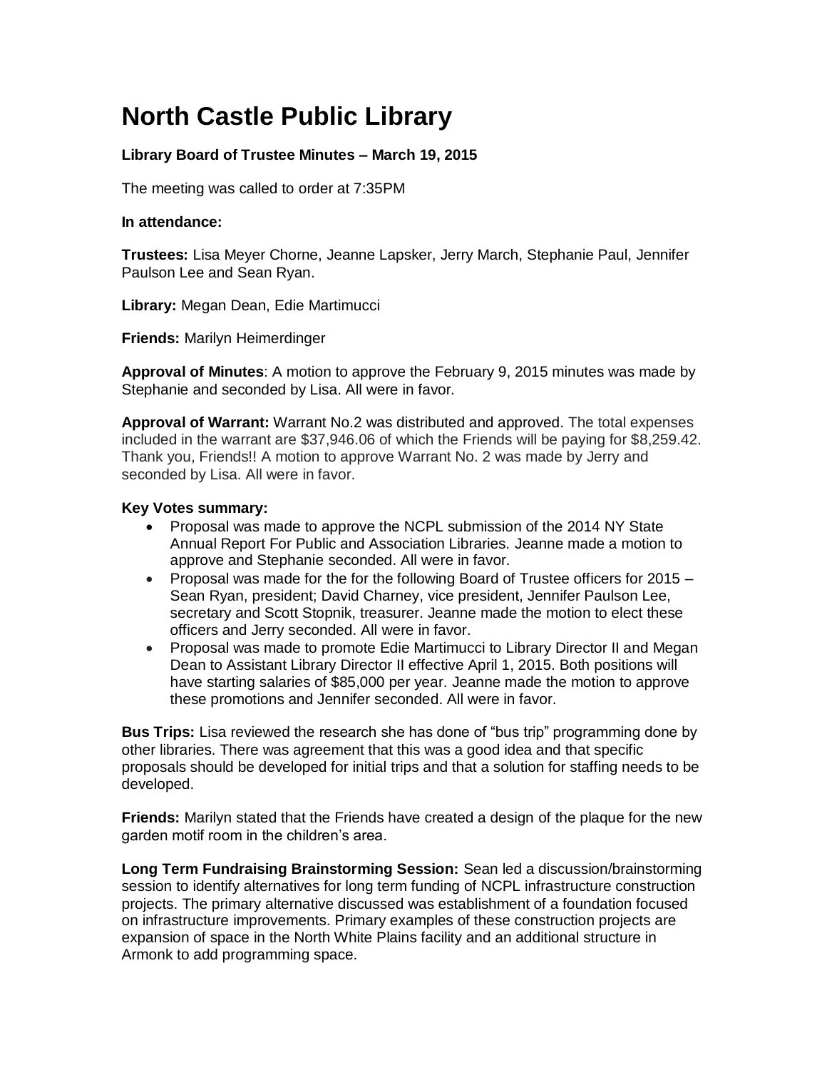# North Castle Public Library

**Library Board of Trustee Minutes – March 19, 2015**

The meeting was called to order at 7:35PM

**In attendance:**

**Trustees:** Lisa Meyer Chorne, Jeanne Lapsker, Jerry March, Stephanie Paul, Jennifer Paulson Lee and Sean Ryan.

**Library:** Megan Dean, Edie Martimucci

**Friends:** Marilyn Heimerdinger

**Approval of Minutes**: A motion to approve the February 9, 2015 minutes was made by Stephanie and seconded by Lisa. All were in favor.

**Approval of Warrant:** Warrant No.2 was distributed and approved. The total expenses included in the warrant are $37,946.06 of which the Friends will be paying for $8,259.42. Thank you, Friends!! A motion to approve Warrant No. 2 was made by Jerry and seconded by Lisa. All were in favor.

**Key Votes summary:**

- Proposal was made to approve the NCPL submission of the 2014 NY State Annual Report For Public and Association Libraries. Jeanne made a motion to approve and Stephanie seconded. All were in favor.
- Proposal was made for the for the following Board of Trustee officers for 2015 – Sean Ryan, president; David Charney, vice president, Jennifer Paulson Lee, secretary and Scott Stopnik, treasurer. Jeanne made the motion to elect these officers and Jerry seconded. All were in favor.
- Proposal was made to promote Edie Martimucci to Library Director II and Megan Dean to Assistant Library Director II effective April 1, 2015. Both positions will have starting salaries of $85,000 per year. Jeanne made the motion to approve these promotions and Jennifer seconded. All were in favor.

**Bus Trips:** Lisa reviewed the research she has done of "bus trip" programming done by other libraries. There was agreement that this was a good idea and that specific proposals should be developed for initial trips and that a solution for staffing needs to be developed.

**Friends:** Marilyn stated that the Friends have created a design of the plaque for the new garden motif room in the children's area.

**Long Term Fundraising Brainstorming Session:** Sean led a discussion/brainstorming session to identify alternatives for long term funding of NCPL infrastructure construction projects. The primary alternative discussed was establishment of a foundation focused on infrastructure improvements. Primary examples of these construction projects are expansion of space in the North White Plains facility and an additional structure in Armonk to add programming space.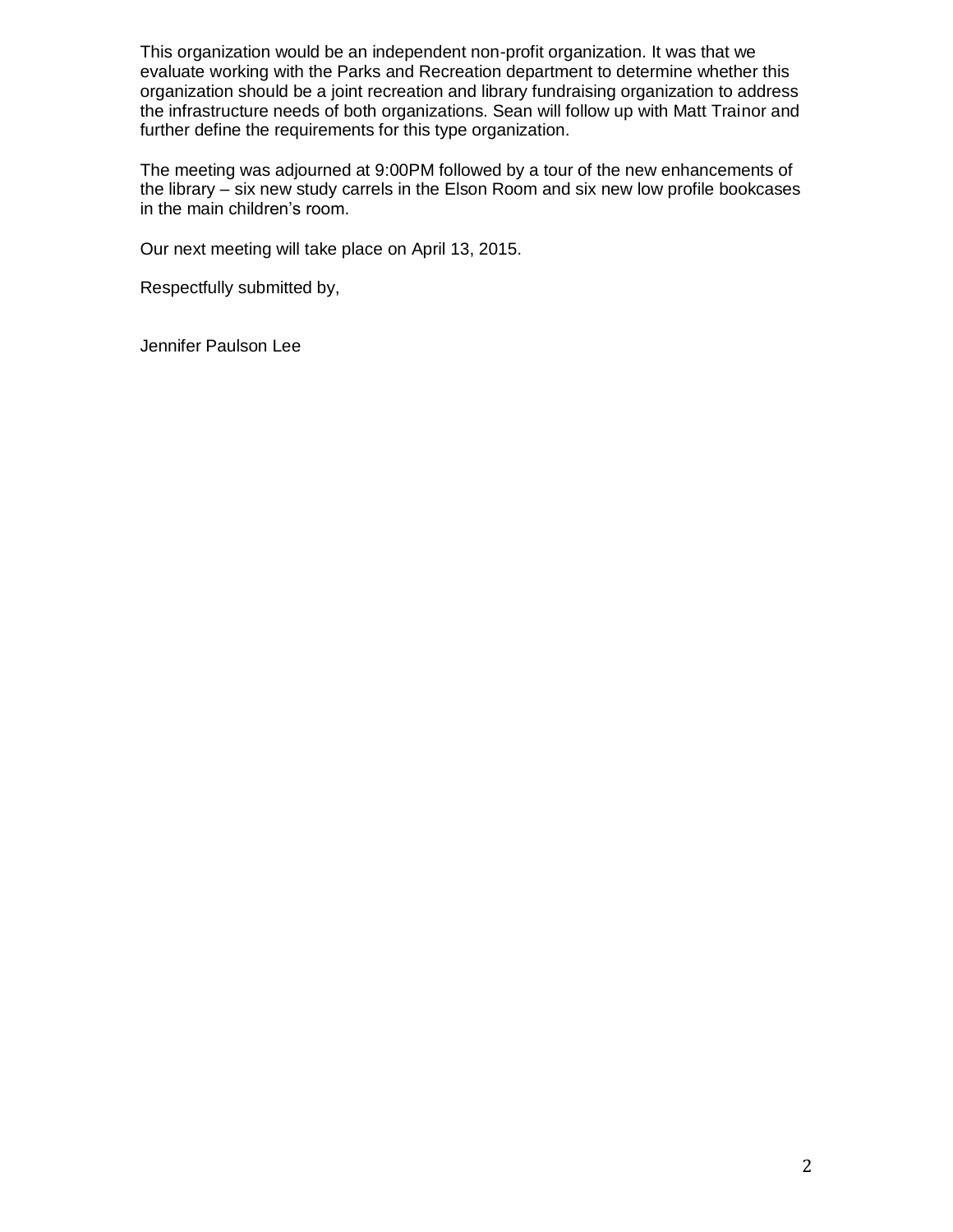This organization would be an independent non-profit organization. It was that we evaluate working with the Parks and Recreation department to determine whether this organization should be a joint recreation and library fundraising organization to address the infrastructure needs of both organizations. Sean will follow up with Matt Trainor and further define the requirements for this type organization.

The meeting was adjourned at 9:00PM followed by a tour of the new enhancements of the library – six new study carrels in the Elson Room and six new low profile bookcases in the main children's room.

Our next meeting will take place on April 13, 2015.

Respectfully submitted by,

Jennifer Paulson Lee